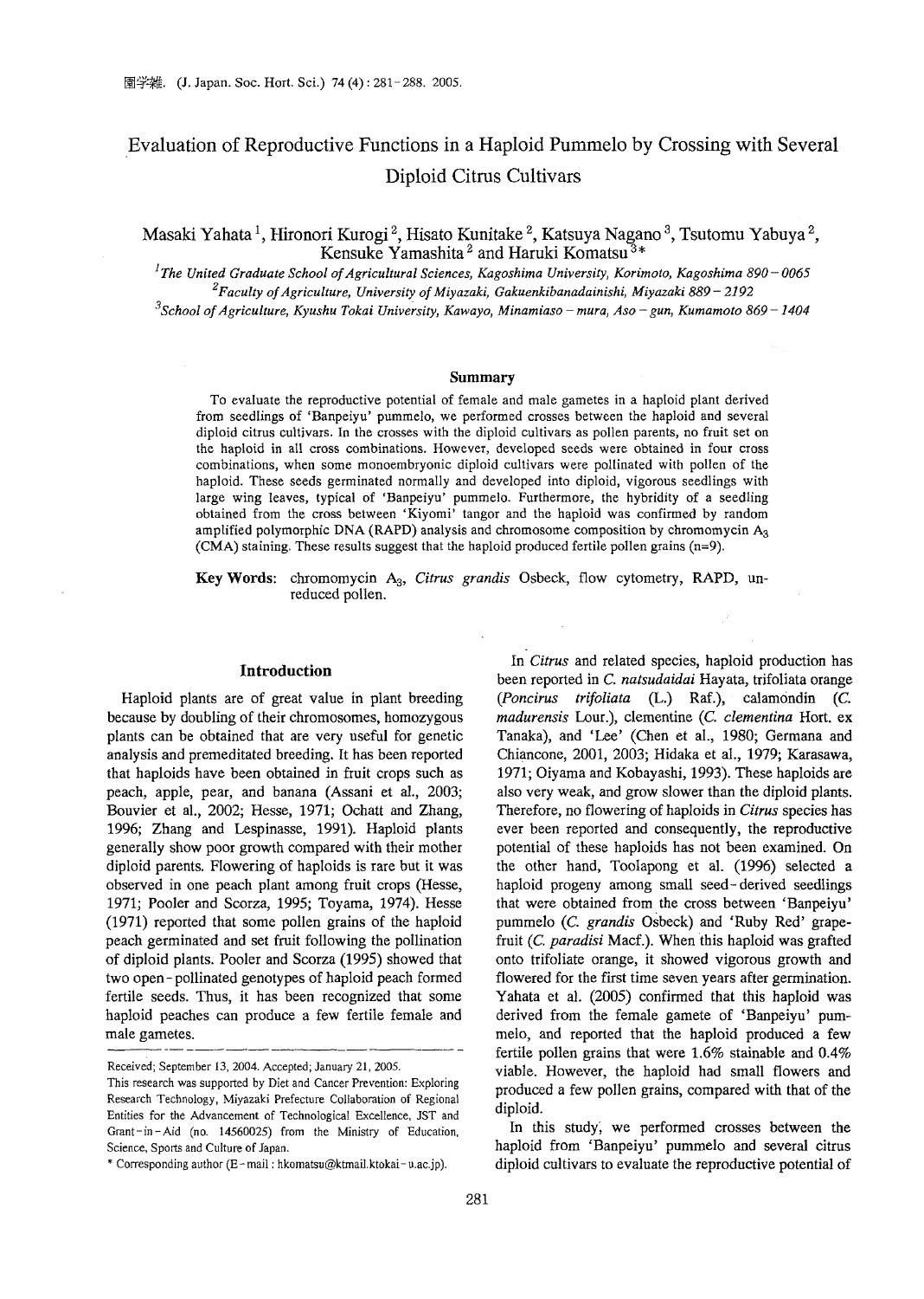# Evaluation of Reproductive Functions in a Haploid Pummelo by Crossing with Several Diploid Citrus Cultivars

Masaki Yahata [1], Hironori Kurogi [2], Hisato Kunitake [2], Katsuya Nagano [3], Tsutomu Yabuya [2], Kensuke Yamashita [2] and Haruki Komatsu [3]*

[1] *The United Graduate School of Agricultural Sciences, Kagoshima University, Korimoto, Kagoshima 890 – 0065*

[2] *Faculty of Agriculture, University of Miyazaki, Gakuenkibanadainishi, Miyazaki 889 – 2192*

[3] *School of Agriculture, Kyushu Tokai University, Kawayo, Minamiaso – mura, Aso – gun, Kumamoto 869 – 1404*

## Summary

To evaluate the reproductive potential of female and male gametes in a haploid plant derived from seedlings of 'Banpeiyu' pummelo, we performed crosses between the haploid and several diploid citrus cultivars. In the crosses with the diploid cultivars as pollen parents, no fruit set on the haploid in all cross combinations. However, developed seeds were obtained in four cross combinations, when some monoembryonic diploid cultivars were pollinated with pollen of the haploid. These seeds germinated normally and developed into diploid, vigorous seedlings with large wing leaves, typical of 'Banpeiyu' pummelo. Furthermore, the hybridity of a seedling obtained from the cross between 'Kiyomi' tangor and the haploid was confirmed by random amplified polymorphic DNA (RAPD) analysis and chromosome composition by chromomycin $A_3$ (CMA) staining. These results suggest that the haploid produced fertile pollen grains (n=9).

**Key Words:** chromomycin $A_3$, *Citrus grandis* Osbeck, flow cytometry, RAPD, unreduced pollen.

## Introduction

Haploid plants are of great value in plant breeding because by doubling of their chromosomes, homozygous plants can be obtained that are very useful for genetic analysis and premeditated breeding. It has been reported that haploids have been obtained in fruit crops such as peach, apple, pear, and banana (Assani et al., 2003; Bouvier et al., 2002; Hesse, 1971; Ochatt and Zhang, 1996; Zhang and Lespinasse, 1991). Haploid plants generally show poor growth compared with their mother diploid parents. Flowering of haploids is rare but it was observed in one peach plant among fruit crops (Hesse, 1971; Pooler and Scorza, 1995; Toyama, 1974). Hesse (1971) reported that some pollen grains of the haploid peach germinated and set fruit following the pollination of diploid plants. Pooler and Scorza (1995) showed that two open - pollinated genotypes of haploid peach formed fertile seeds. Thus, it has been recognized that some haploid peaches can produce a few fertile female and male gametes.

In *Citrus* and related species, haploid production has been reported in *C. natsudaidai* Hayata, trifoliata orange (*Poncirus trifoliata* (L.) Raf.), calamondin (*C. madurensis* Lour.), clementine (*C. clementina* Hort. ex Tanaka), and 'Lee' (Chen et al., 1980; Germana and Chiancone, 2001, 2003; Hidaka et al., 1979; Karasawa, 1971; Oiyama and Kobayashi, 1993). These haploids are also very weak, and grow slower than the diploid plants. Therefore, no flowering of haploids in *Citrus* species has ever been reported and consequently, the reproductive potential of these haploids has not been examined. On the other hand, Toolapong et al. (1996) selected a haploid progeny among small seed - derived seedlings that were obtained from the cross between 'Banpeiyu' pummelo (*C. grandis* Osbeck) and 'Ruby Red' grapefruit (*C. paradisi* Macf.). When this haploid was grafted onto trifoliate orange, it showed vigorous growth and flowered for the first time seven years after germination. Yahata et al. (2005) confirmed that this haploid was derived from the female gamete of 'Banpeiyu' pummelo, and reported that the haploid produced a few fertile pollen grains that were 1.6% stainable and 0.4% viable. However, the haploid had small flowers and produced a few pollen grains, compared with that of the diploid.

In this study, we performed crosses between the haploid from 'Banpeiyu' pummelo and several citrus diploid cultivars to evaluate the reproductive potential of

---

Received; September 13, 2004. Accepted; January 21, 2005.

This research was supported by Diet and Cancer Prevention: Exploring Research Technology, Miyazaki Prefecture Collaboration of Regional Entities for the Advancement of Technological Excellence, JST and Grant-in-Aid (no. 14560025) from the Ministry of Education, Science, Sports and Culture of Japan.

\* Corresponding author (E-mail: hkomatsu@ktmail.ktokai-u.ac.jp).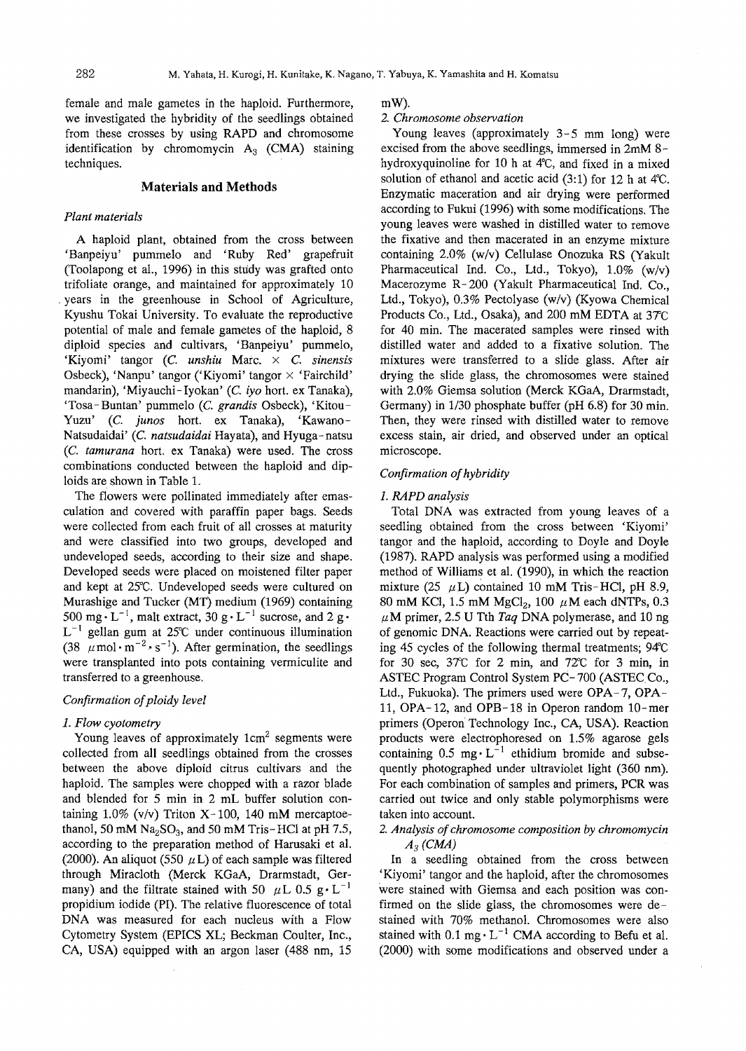female and male gametes in the haploid. Furthermore, we investigated the hybridity of the seedlings obtained from these crosses by using RAPD and chromosome identification by chromomycin $A_3$ (CMA) staining techniques.

## Materials and Methods

### *Plant materials*

A haploid plant, obtained from the cross between 'Banpeiyu' pummelo and 'Ruby Red' grapefruit (Toolapong et al., 1996) in this study was grafted onto trifoliate orange, and maintained for approximately 10 years in the greenhouse in School of Agriculture, Kyushu Tokai University. To evaluate the reproductive potential of male and female gametes of the haploid, 8 diploid species and cultivars, 'Banpeiyu' pummelo, 'Kiyomi' tangor (*C. unshiu* Marc. × *C. sinensis* Osbeck), 'Nanpu' tangor ('Kiyomi' tangor × 'Fairchild' mandarin), 'Miyauchi-Iyokan' (*C. iyo* hort. ex Tanaka), 'Tosa-Buntan' pummelo (*C. grandis* Osbeck), 'Kitou-Yuzu' (*C. junos* hort. ex Tanaka), 'Kawano-Natsudaidai' (*C. natsudaidai* Hayata), and Hyuga-natsu (*C. tamurana* hort. ex Tanaka) were used. The cross combinations conducted between the haploid and diploids are shown in Table 1.

The flowers were pollinated immediately after emasculation and covered with paraffin paper bags. Seeds were collected from each fruit of all crosses at maturity and were classified into two groups, developed and undeveloped seeds, according to their size and shape. Developed seeds were placed on moistened filter paper and kept at 25℃. Undeveloped seeds were cultured on Murashige and Tucker (MT) medium (1969) containing 500 $mg \cdot L^{-1}$, malt extract, 30 $g \cdot L^{-1}$ sucrose, and 2 $g \cdot L^{-1}$ gellan gum at 25℃ under continuous illumination (38 $\mu mol \cdot m^{-2} \cdot s^{-1}$). After germination, the seedlings were transplanted into pots containing vermiculite and transferred to a greenhouse.

### *Confirmation of ploidy level*

#### *1. Flow cyotometry*

Young leaves of approximately 1$cm^2$ segments were collected from all seedlings obtained from the crosses between the above diploid citrus cultivars and the haploid. The samples were chopped with a razor blade and blended for 5 min in 2 mL buffer solution containing 1.0% (v/v) Triton X-100, 140 mM mercaptoethanol, 50 mM $Na_2SO_3$, and 50 mM Tris-HCl at pH 7.5, according to the preparation method of Harusaki et al. (2000). An aliquot (550 $\mu$L) of each sample was filtered through Miracloth (Merck KGaA, Drarmstadt, Germany) and the filtrate stained with 50 $\mu$L 0.5 $g \cdot L^{-1}$ propidium iodide (PI). The relative fluorescence of total DNA was measured for each nucleus with a Flow Cytometry System (EPICS XL; Beckman Coulter, Inc., CA, USA) equipped with an argon laser (488 nm, 15 mW).

#### *2. Chromosome observation*

Young leaves (approximately 3-5 mm long) were excised from the above seedlings, immersed in 2mM 8-hydroxyquinoline for 10 h at 4℃, and fixed in a mixed solution of ethanol and acetic acid (3:1) for 12 h at 4℃. Enzymatic maceration and air drying were performed according to Fukui (1996) with some modifications. The young leaves were washed in distilled water to remove the fixative and then macerated in an enzyme mixture containing 2.0% (w/v) Cellulase Onozuka RS (Yakult Pharmaceutical Ind. Co., Ltd., Tokyo), 1.0% (w/v) Macerozyme R-200 (Yakult Pharmaceutical Ind. Co., Ltd., Tokyo), 0.3% Pectolyase (w/v) (Kyowa Chemical Products Co., Ltd., Osaka), and 200 mM EDTA at 37℃ for 40 min. The macerated samples were rinsed with distilled water and added to a fixative solution. The mixtures were transferred to a slide glass. After air drying the slide glass, the chromosomes were stained with 2.0% Giemsa solution (Merck KGaA, Drarmstadt, Germany) in 1/30 phosphate buffer (pH 6.8) for 30 min. Then, they were rinsed with distilled water to remove excess stain, air dried, and observed under an optical microscope.

### *Confirmation of hybridity*

#### *1. RAPD analysis*

Total DNA was extracted from young leaves of a seedling obtained from the cross between 'Kiyomi' tangor and the haploid, according to Doyle and Doyle (1987). RAPD analysis was performed using a modified method of Williams et al. (1990), in which the reaction mixture (25 $\mu$L) contained 10 mM Tris-HCl, pH 8.9, 80 mM KCl, 1.5 mM $MgCl_2$, 100 $\mu$M each dNTPs, 0.3 $\mu$M primer, 2.5 U Tth *Taq* DNA polymerase, and 10 ng of genomic DNA. Reactions were carried out by repeating 45 cycles of the following thermal treatments; 94℃ for 30 sec, 37℃ for 2 min, and 72℃ for 3 min, in ASTEC Program Control System PC-700 (ASTEC Co., Ltd., Fukuoka). The primers used were OPA-7, OPA-11, OPA-12, and OPB-18 in Operon random 10-mer primers (Operon Technology Inc., CA, USA). Reaction products were electrophoresed on 1.5% agarose gels containing 0.5 $mg \cdot L^{-1}$ ethidium bromide and subsequently photographed under ultraviolet light (360 nm). For each combination of samples and primers, PCR was carried out twice and only stable polymorphisms were taken into account.

#### *2. Analysis of chromosome composition by chromomycin $A_3$ (CMA)*

In a seedling obtained from the cross between 'Kiyomi' tangor and the haploid, after the chromosomes were stained with Giemsa and each position was confirmed on the slide glass, the chromosomes were destained with 70% methanol. Chromosomes were also stained with 0.1 $mg \cdot L^{-1}$ CMA according to Befu et al. (2000) with some modifications and observed under a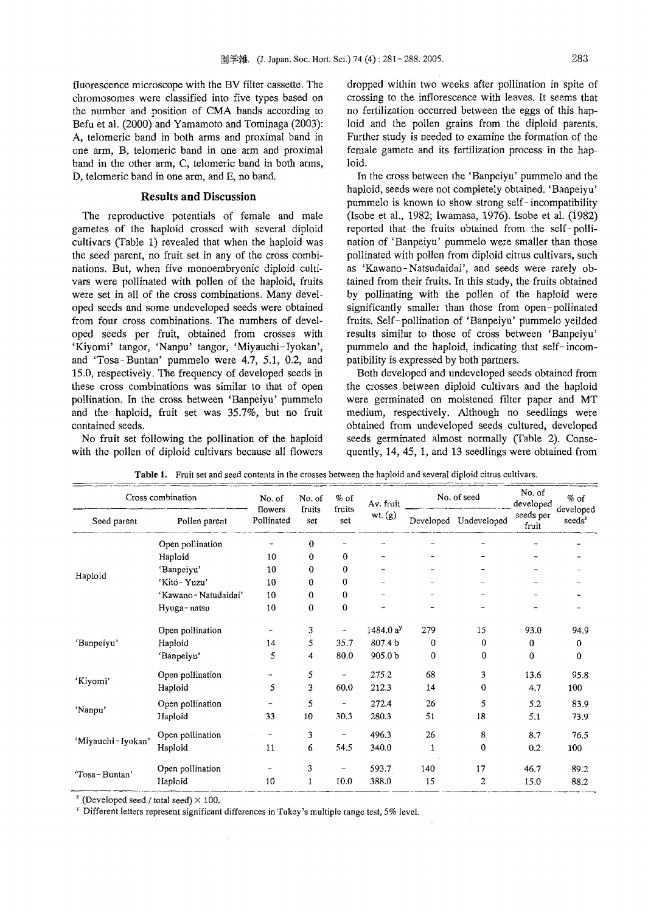fluorescence microscope with the BV filter cassette. The chromosomes were classified into five types based on the number and position of CMA bands according to Befu et al. (2000) and Yamamoto and Tominaga (2003): A, telomeric band in both arms and proximal band in one arm, B, telomeric band in one arm and proximal band in the other arm, C, telomeric band in both arms, D, telomeric band in one arm, and E, no band.

## Results and Discussion

The reproductive potentials of female and male gametes of the haploid crossed with several diploid cultivars (Table 1) revealed that when the haploid was the seed parent, no fruit set in any of the cross combinations. But, when five monoembryonic diploid cultivars were pollinated with pollen of the haploid, fruits were set in all of the cross combinations. Many developed seeds and some undeveloped seeds were obtained from four cross combinations. The numbers of developed seeds per fruit, obtained from crosses with 'Kiyomi' tangor, 'Nanpu' tangor, 'Miyauchi-Iyokan', and 'Tosa-Buntan' pummelo were 4.7, 5.1, 0.2, and 15.0, respectively. The frequency of developed seeds in these cross combinations was similar to that of open pollination. In the cross between 'Banpeiyu' pummelo and the haploid, fruit set was 35.7%, but no fruit contained seeds.

No fruit set following the pollination of the haploid with the pollen of diploid cultivars because all flowers dropped within two weeks after pollination in spite of crossing to the inflorescence with leaves. It seems that no fertilization occurred between the eggs of this haploid and the pollen grains from the diploid parents. Further study is needed to examine the formation of the female gamete and its fertilization process in the haploid.

In the cross between the 'Banpeiyu' pummelo and the haploid, seeds were not completely obtained. 'Banpeiyu' pummelo is known to show strong self-incompatibility (Isobe et al., 1982; Iwamasa, 1976). Isobe et al. (1982) reported that the fruits obtained from the self-pollination of 'Banpeiyu' pummelo were smaller than those pollinated with pollen from diploid citrus cultivars, such as 'Kawano-Natsudaidai', and seeds were rarely obtained from their fruits. In this study, the fruits obtained by pollinating with the pollen of the haploid were significantly smaller than those from open-pollinated fruits. Self-pollination of 'Banpeiyu' pummelo yeilded results similar to those of cross between 'Banpeiyu' pummelo and the haploid, indicating that self-incompatibility is expressed by both partners.

Both developed and undeveloped seeds obtained from the crosses between diploid cultivars and the haploid were germinated on moistened filter paper and MT medium, respectively. Although no seedlings were obtained from undeveloped seeds cultured, developed seeds germinated almost normally (Table 2). Consequently, 14, 45, 1, and 13 seedlings were obtained from

**Table 1.** Fruit set and seed contents in the crosses between the haploid and several diploid citrus cultivars.

| Cross combination | | No. of flowers Pollinated | No. of fruits set | % of fruits set | Av. fruit wt. (g) | No. of seed | | No. of developed seeds per fruit | % of developed seeds[z] |
|---|---|---|---|---|---|---|---|---|---|
| Seed parent | Pollen parent | | | | | Developed | Undeveloped | | |
| Haploid | Open pollination | - | 0 | - | - | - | - | - | - |
| | Haploid | 10 | 0 | 0 | - | - | - | - | - |
| | 'Banpeiyu' | 10 | 0 | 0 | - | - | - | - | - |
| | 'Kitō-Yuzu' | 10 | 0 | 0 | - | - | - | - | - |
| | 'Kawano-Natudaidai' | 10 | 0 | 0 | - | - | - | - | - |
| | Hyuga-natsu | 10 | 0 | 0 | - | - | - | - | - |
| 'Banpeiyu' | Open pollination | - | 3 | - | 1484.0 a[y] | 279 | 15 | 93.0 | 94.9 |
| | Haploid | 14 | 5 | 35.7 | 807.4 b | 0 | 0 | 0 | 0 |
| | 'Banpeiyu' | 5 | 4 | 80.0 | 905.0 b | 0 | 0 | 0 | 0 |
| 'Kiyomi' | Open pollination | - | 5 | - | 275.2 | 68 | 3 | 13.6 | 95.8 |
| | Haploid | 5 | 3 | 60.0 | 212.3 | 14 | 0 | 4.7 | 100 |
| 'Nanpu' | Open pollination | - | 5 | - | 272.4 | 26 | 5 | 5.2 | 83.9 |
| | Haploid | 33 | 10 | 30.3 | 280.3 | 51 | 18 | 5.1 | 73.9 |
| 'Miyauchi-Iyokan' | Open pollination | - | 3 | - | 496.3 | 26 | 8 | 8.7 | 76.5 |
| | Haploid | 11 | 6 | 54.5 | 340.0 | 1 | 0 | 0.2 | 100 |
| 'Tosa-Buntan' | Open pollination | - | 3 | - | 593.7 | 140 | 17 | 46.7 | 89.2 |
| | Haploid | 10 | 1 | 10.0 | 388.0 | 15 | 2 | 15.0 | 88.2 |

[z] (Developed seed / total seed) × 100.

[y] Different letters represent significant differences in Tukey's multiple range test, 5% level.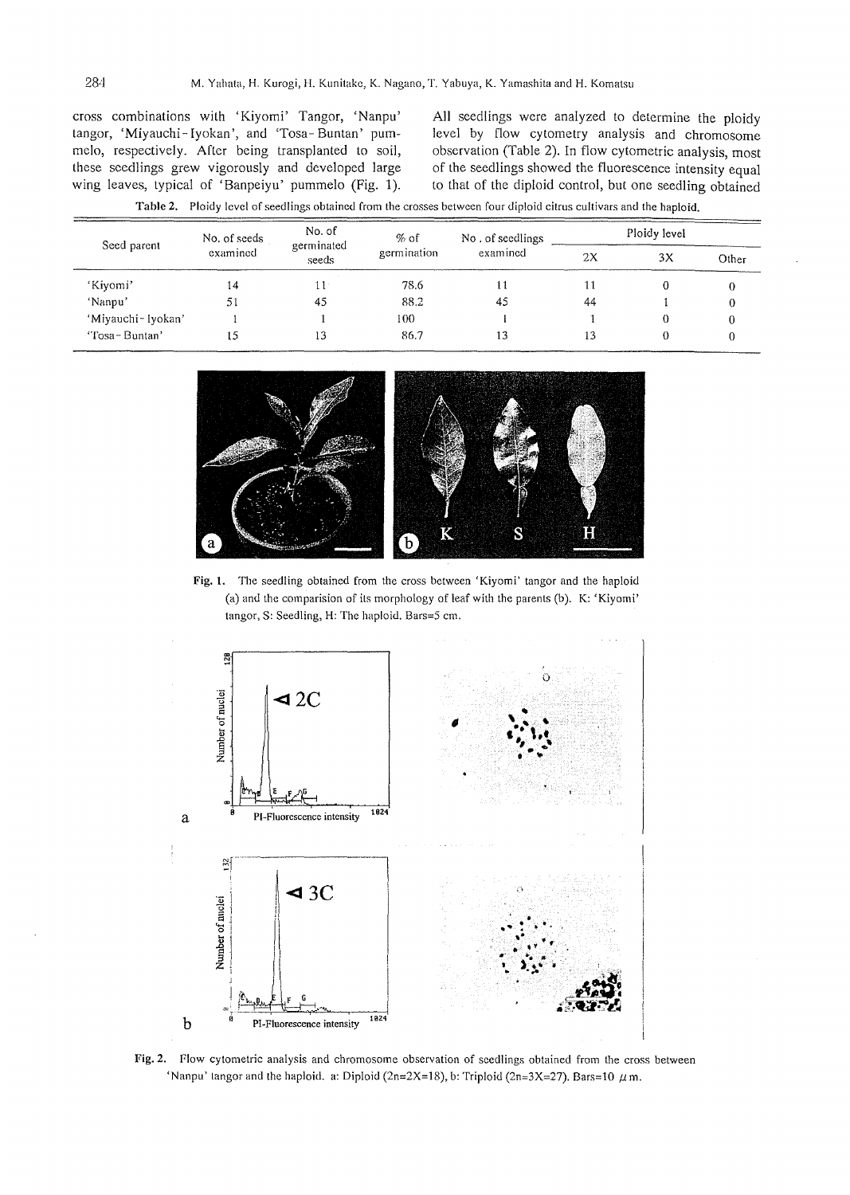cross combinations with 'Kiyomi' Tangor, 'Nanpu' tangor, 'Miyauchi-Iyokan', and 'Tosa-Buntan' pummelo, respectively. After being transplanted to soil, these seedlings grew vigorously and developed large wing leaves, typical of 'Banpeiyu' pummelo (Fig. 1).

All seedlings were analyzed to determine the ploidy level by flow cytometry analysis and chromosome observation (Table 2). In flow cytometric analysis, most of the seedlings showed the fluorescence intensity equal to that of the diploid control, but one seedling obtained

**Table 2.** Ploidy level of seedlings obtained from the crosses between four diploid citrus cultivars and the haploid.

| Seed parent | No. of seeds examined | No. of germinated seeds | % of germination | No. of seedlings examined | Ploidy level | | |
|---|---|---|---|---|---|---|---|
| | | | | | 2X | 3X | Other |
| 'Kiyomi' | 14 | 11 | 78.6 | 11 | 11 | 0 | 0 |
| 'Nanpu' | 51 | 45 | 88.2 | 45 | 44 | 1 | 0 |
| 'Miyauchi-Iyokan' | 1 | 1 | 100 | 1 | 1 | 0 | 0 |
| 'Tosa-Buntan' | 15 | 13 | 86.7 | 13 | 13 | 0 | 0 |

**Fig. 1.** The seedling obtained from the cross between 'Kiyomi' tangor and the haploid (a) and the comparision of its morphology of leaf with the parents (b). K: 'Kiyomi' tangor, S: Seedling, H: The haploid. Bars=5 cm.

**Fig. 2.** Flow cytometric analysis and chromosome observation of seedlings obtained from the cross between 'Nanpu' tangor and the haploid. a: Diploid (2n=2X=18), b: Triploid (2n=3X=27). Bars=10 $\mu$m.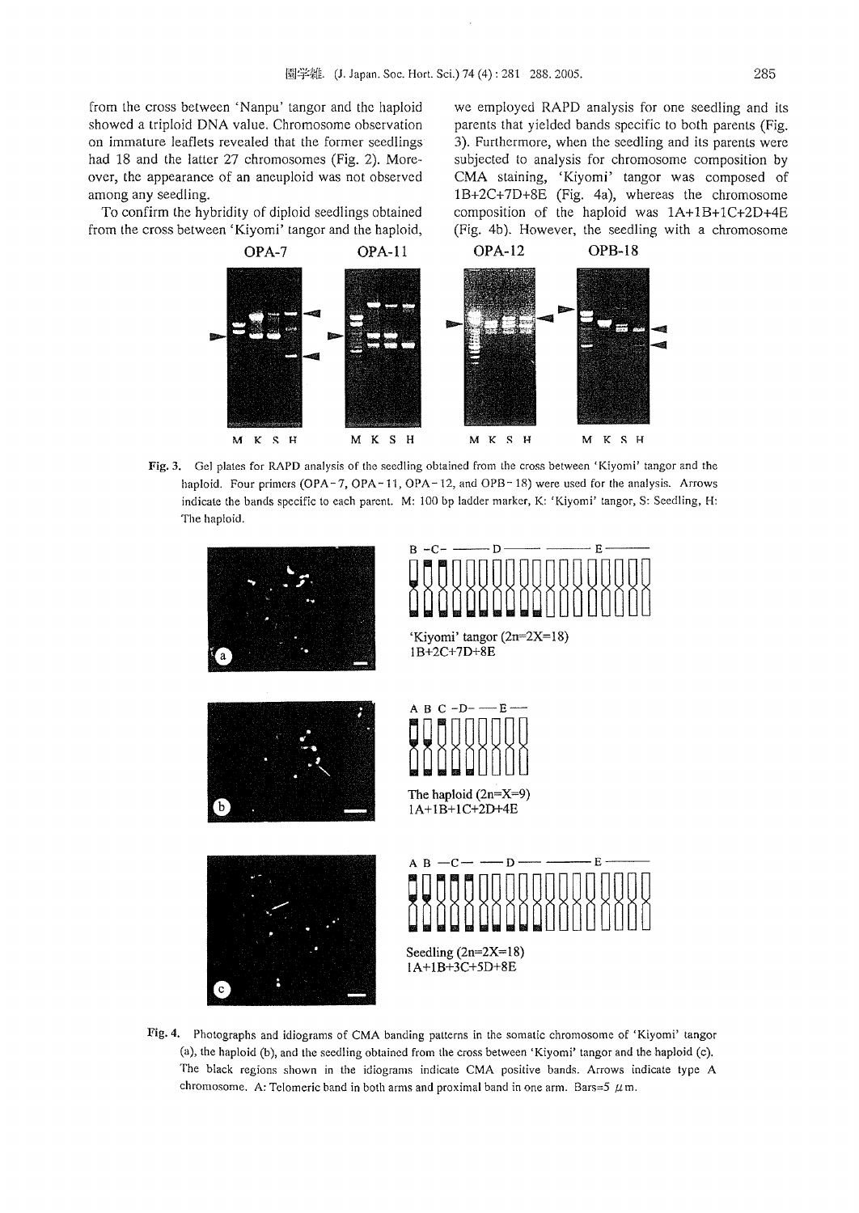from the cross between 'Nanpu' tangor and the haploid showed a triploid DNA value. Chromosome observation on immature leaflets revealed that the former seedlings had 18 and the latter 27 chromosomes (Fig. 2). Moreover, the appearance of an aneuploid was not observed among any seedling.

To confirm the hybridity of diploid seedlings obtained from the cross between 'Kiyomi' tangor and the haploid, we employed RAPD analysis for one seedling and its parents that yielded bands specific to both parents (Fig. 3). Furthermore, when the seedling and its parents were subjected to analysis for chromosome composition by CMA staining, 'Kiyomi' tangor was composed of 1B+2C+7D+8E (Fig. 4a), whereas the chromosome composition of the haploid was 1A+1B+1C+2D+4E (Fig. 4b). However, the seedling with a chromosome

Fig. 3. Gel plates for RAPD analysis of the seedling obtained from the cross between 'Kiyomi' tangor and the haploid. Four primers (OPA-7, OPA-11, OPA-12, and OPB-18) were used for the analysis. Arrows indicate the bands specific to each parent. M: 100 bp ladder marker, K: 'Kiyomi' tangor, S: Seedling, H: The haploid.

Fig. 4. Photographs and idiograms of CMA banding patterns in the somatic chromosome of 'Kiyomi' tangor (a), the haploid (b), and the seedling obtained from the cross between 'Kiyomi' tangor and the haploid (c). The black regions shown in the idiograms indicate CMA positive bands. Arrows indicate type A chromosome. A: Telomeric band in both arms and proximal band in one arm. Bars=5 μm.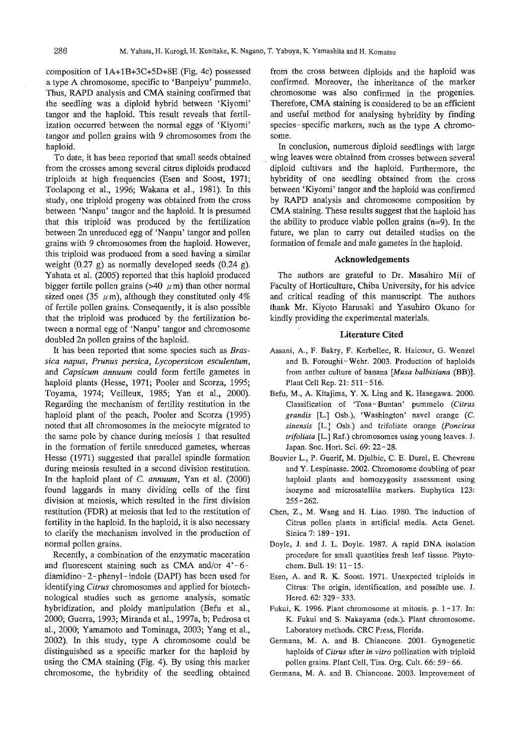composition of 1A+1B+3C+5D+8E (Fig. 4c) possessed a type A chromosome, specific to 'Banpeiyu' pummelo. Thus, RAPD analysis and CMA staining confirmed that the seedling was a diploid hybrid between 'Kiyomi' tangor and the haploid. This result reveals that fertilization occurred between the normal eggs of 'Kiyomi' tangor and pollen grains with 9 chromosomes from the haploid.

To date, it has been reported that small seeds obtained from the crosses among several citrus diploids produced triploids at high frequencies (Esen and Soost, 1971; Toolapong et al., 1996; Wakana et al., 1981). In this study, one triploid progeny was obtained from the cross between 'Nanpu' tangor and the haploid. It is presumed that this triploid was produced by the fertilization between 2n unreduced egg of 'Nanpu' tangor and pollen grains with 9 chromosomes from the haploid. However, this triploid was produced from a seed having a similar weight (0.27 g) as normally developed seeds (0.24 g). Yahata et al. (2005) reported that this haploid produced bigger fertile pollen grains (>40 $\mu$m) than other normal sized ones (35 $\mu$m), although they constituted only 4% of fertile pollen grains. Consequently, it is also possible that the triploid was produced by the fertilization between a normal egg of 'Nanpu' tangor and chromosome doubled 2n pollen grains of the haploid.

It has been reported that some species such as *Brassica napus*, *Prunus persica*, *Lycopersicon esculentum*, and *Capsicum annuum* could form fertile gametes in haploid plants (Hesse, 1971; Pooler and Scorza, 1995; Toyama, 1974; Veilleux, 1985; Yan et al., 2000). Regarding the mechanism of fertility restitution in the haploid plant of the peach, Pooler and Scorza (1995) noted that all chromosomes in the meiocyte migrated to the same pole by chance during meiosis I that resulted in the formation of fertile unreduced gametes, whereas Hesse (1971) suggested that parallel spindle formation during meiosis resulted in a second division restitution. In the haploid plant of *C. annuum*, Yan et al. (2000) found laggards in many dividing cells of the first division at meiosis, which resulted in the first division restitution (FDR) at meiosis that led to the restitution of fertility in the haploid. In the haploid, it is also necessary to clarify the mechanism involved in the production of normal pollen grains.

Recently, a combination of the enzymatic maceration and fluorescent staining such as CMA and/or 4'-6-diamidino-2-phenyl-indole (DAPI) has been used for identifying *Citrus* chromosomes and applied for biotechnological studies such as genome analysis, somatic hybridization, and ploidy manipulation (Befu et al., 2000; Guerra, 1993; Miranda et al., 1997a, b; Pedrosa et al., 2000; Yamamoto and Tominaga, 2003; Yang et al., 2002). In this study, type A chromosome could be distinguished as a specific marker for the haploid by using the CMA staining (Fig. 4). By using this marker chromosome, the hybridity of the seedling obtained from the cross between diploids and the haploid was confirmed. Moreover, the inheritance of the marker chromosome was also confirmed in the progenies. Therefore, CMA staining is considered to be an efficient and useful method for analysing hybridity by finding species-specific markers, such as the type A chromosome.

In conclusion, numerous diploid seedlings with large wing leaves were obtained from crosses between several diploid cultivars and the haploid. Furthermore, the hybridity of one seedling obtained from the cross between 'Kiyomi' tangor and the haploid was confirmed by RAPD analysis and chromosome composition by CMA staining. These results suggest that the haploid has the ability to produce viable pollen grains (n=9). In the future, we plan to carry out detailed studies on the formation of female and male gametes in the haploid.

## Acknowledgements

The authors are grateful to Dr. Masahiro Mii of Faculty of Horticulture, Chiba University, for his advice and critical reading of this manuscript. The authors thank Mr. Kiyoto Harusaki and Yasuhiro Okuno for kindly providing the experimental materials.

## Literature Cited

Assani, A., F. Bakry, F. Kerbellec, R. Haicour, G. Wenzel and B. Foroughi-Wehr. 2003. Production of haploids from anther culture of banana [*Musa balbisiana* (BB)]. Plant Cell Rep. 21: 511-516.

Befu, M., A. Kitajima, Y. X. Ling and K. Hasegawa. 2000. Classification of 'Tosa-Buntan' pummelo (*Citrus grandis* [L.] Osb.), 'Washington' navel orange (*C. sinensis* [L.] Osb.) and trifoliate orange (*Poncirus trifoliata* [L.] Raf.) chromosomes using young leaves. J. Japan. Soc. Hort. Sci. 69: 22-28.

Bouvier L., P. Guerif, M. Djulbic, C. E. Durel, E. Chevreau and Y. Lespinasse. 2002. Chromosome doubling of pear haploid plants and homozygosity assessment using isozyme and microsatellite markers. Euphytica 123: 255-262.

Chen, Z., M. Wang and H. Liao. 1980. The induction of Citrus pollen plants in artificial media. Acta Genet. Sinica 7: 189-191.

Doyle, J. and J. L. Doyle. 1987. A rapid DNA isolation procedure for small quantities fresh leaf tissue. Phytochem. Bull. 19: 11-15.

Esen, A. and R. K. Soost. 1971. Unexpected triploids in Citrus: The origin, identification, and possible use. J. Hered. 62: 329-333.

Fukui, K. 1996. Plant chromosome at mitosis. p. 1-17. In: K. Fukui and S. Nakayama (eds.). Plant chromosome. Laboratory methods. CRC Press, Florida.

Germana, M. A. and B. Chiancone. 2001. Gynogenetic haploids of *Citrus* after *in vitro* pollination with triploid pollen grains. Plant Cell, Tiss. Org. Cult. 66: 59-66.

Germana, M. A. and B. Chiancone. 2003. Improvement of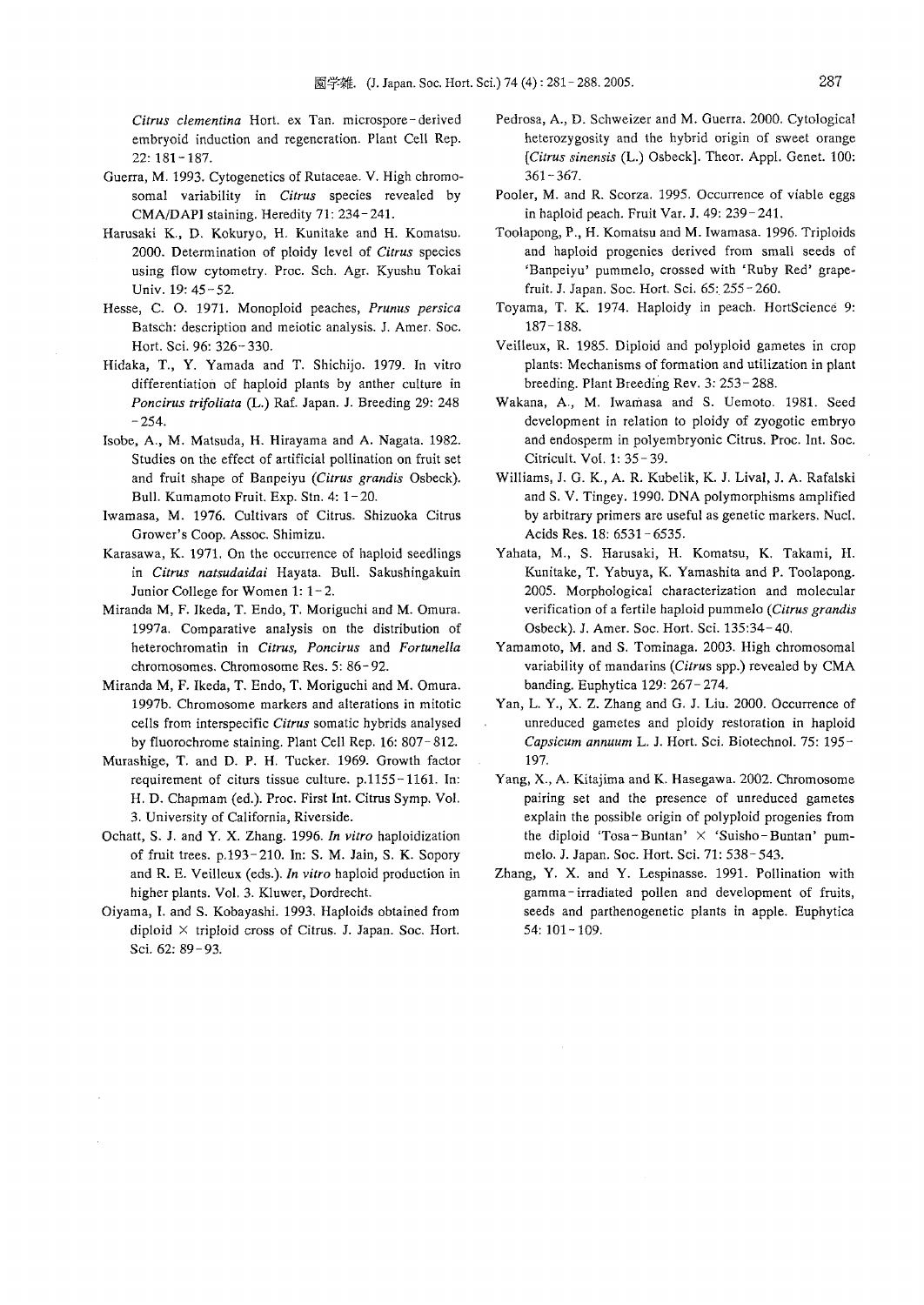*Citrus clementina* Hort. ex Tan. microspore-derived embryoid induction and regeneration. Plant Cell Rep. 22: 181-187.

Guerra, M. 1993. Cytogenetics of Rutaceae. V. High chromosomal variability in *Citrus* species revealed by CMA/DAPI staining. Heredity 71: 234-241.

Harusaki K., D. Kokuryo, H. Kunitake and H. Komatsu. 2000. Determination of ploidy level of *Citrus* species using flow cytometry. Proc. Sch. Agr. Kyushu Tokai Univ. 19: 45-52.

Hesse, C. O. 1971. Monoploid peaches, *Prunus persica* Batsch: description and meiotic analysis. J. Amer. Soc. Hort. Sci. 96: 326-330.

Hidaka, T., Y. Yamada and T. Shichijo. 1979. In vitro differentiation of haploid plants by anther culture in *Poncirus trifoliata* (L.) Raf. Japan. J. Breeding 29: 248-254.

Isobe, A., M. Matsuda, H. Hirayama and A. Nagata. 1982. Studies on the effect of artificial pollination on fruit set and fruit shape of Banpeiyu (*Citrus grandis* Osbeck). Bull. Kumamoto Fruit. Exp. Stn. 4: 1-20.

Iwamasa, M. 1976. Cultivars of Citrus. Shizuoka Citrus Grower's Coop. Assoc. Shimizu.

Karasawa, K. 1971. On the occurrence of haploid seedlings in *Citrus natsudaidai* Hayata. Bull. Sakushingakuin Junior College for Women 1: 1-2.

Miranda M, F. Ikeda, T. Endo, T. Moriguchi and M. Omura. 1997a. Comparative analysis on the distribution of heterochromatin in *Citrus, Poncirus* and *Fortunella* chromosomes. Chromosome Res. 5: 86-92.

Miranda M, F. Ikeda, T. Endo, T. Moriguchi and M. Omura. 1997b. Chromosome markers and alterations in mitotic cells from interspecific *Citrus* somatic hybrids analysed by fluorochrome staining. Plant Cell Rep. 16: 807-812.

Murashige, T. and D. P. H. Tucker. 1969. Growth factor requirement of citurs tissue culture. p.1155-1161. In: H. D. Chapmam (ed.). Proc. First Int. Citrus Symp. Vol. 3. University of California, Riverside.

Ochatt, S. J. and Y. X. Zhang. 1996. *In vitro* haploidization of fruit trees. p.193-210. In: S. M. Jain, S. K. Sopory and R. E. Veilleux (eds.). *In vitro* haploid production in higher plants. Vol. 3. Kluwer, Dordrecht.

Oiyama, I. and S. Kobayashi. 1993. Haploids obtained from diploid × triploid cross of Citrus. J. Japan. Soc. Hort. Sci. 62: 89-93.

Pedrosa, A., D. Schweizer and M. Guerra. 2000. Cytological heterozygosity and the hybrid origin of sweet orange [*Citrus sinensis* (L.) Osbeck]. Theor. Appl. Genet. 100: 361-367.

Pooler, M. and R. Scorza. 1995. Occurrence of viable eggs in haploid peach. Fruit Var. J. 49: 239-241.

Toolapong, P., H. Komatsu and M. Iwamasa. 1996. Triploids and haploid progenies derived from small seeds of 'Banpeiyu' pummelo, crossed with 'Ruby Red' grapefruit. J. Japan. Soc. Hort. Sci. 65: 255-260.

Toyama, T. K. 1974. Haploidy in peach. HortScience 9: 187-188.

Veilleux, R. 1985. Diploid and polyploid gametes in crop plants: Mechanisms of formation and utilization in plant breeding. Plant Breeding Rev. 3: 253-288.

Wakana, A., M. Iwamasa and S. Uemoto. 1981. Seed development in relation to ploidy of zyogotic embryo and endosperm in polyembryonic Citrus. Proc. Int. Soc. Citricult. Vol. 1: 35-39.

Williams, J. G. K., A. R. Kubelik, K. J. Lival, J. A. Rafalski and S. V. Tingey. 1990. DNA polymorphisms amplified by arbitrary primers are useful as genetic markers. Nucl. Acids Res. 18: 6531-6535.

Yahata, M., S. Harusaki, H. Komatsu, K. Takami, H. Kunitake, T. Yabuya, K. Yamashita and P. Toolapong. 2005. Morphological characterization and molecular verification of a fertile haploid pummelo (*Citrus grandis* Osbeck). J. Amer. Soc. Hort. Sci. 135:34-40.

Yamamoto, M. and S. Tominaga. 2003. High chromosomal variability of mandarins (*Citrus* spp.) revealed by CMA banding. Euphytica 129: 267-274.

Yan, L. Y., X. Z. Zhang and G. J. Liu. 2000. Occurrence of unreduced gametes and ploidy restoration in haploid *Capsicum annuum* L. J. Hort. Sci. Biotechnol. 75: 195-197.

Yang, X., A. Kitajima and K. Hasegawa. 2002. Chromosome pairing set and the presence of unreduced gametes explain the possible origin of polyploid progenies from the diploid 'Tosa-Buntan' × 'Suisho-Buntan' pummelo. J. Japan. Soc. Hort. Sci. 71: 538-543.

Zhang, Y. X. and Y. Lespinasse. 1991. Pollination with gamma-irradiated pollen and development of fruits, seeds and parthenogenetic plants in apple. Euphytica 54: 101-109.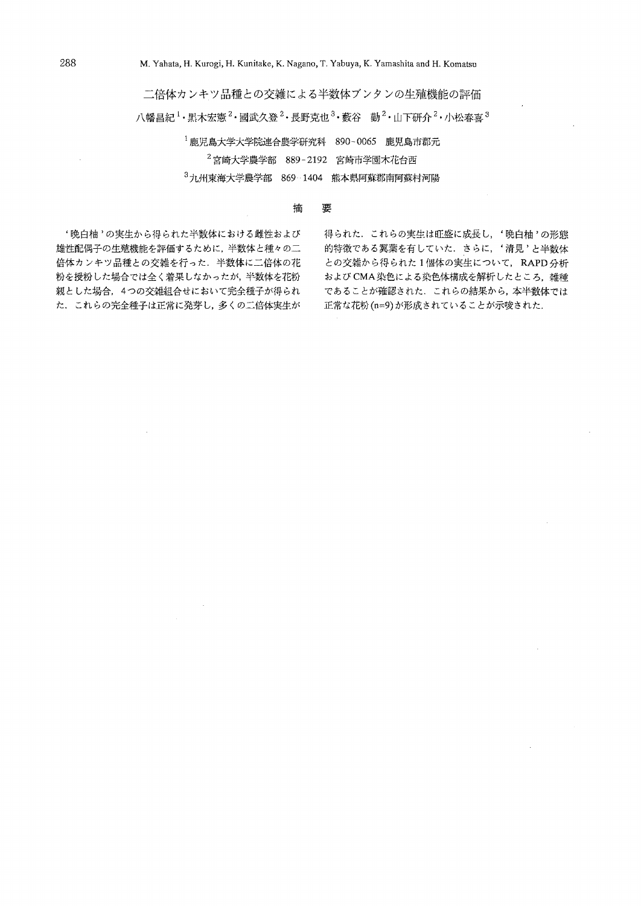# 二倍体カンキツ品種との交雑による半数体ブンタンの生殖機能の評価

八幡昌紀[1]・黒木宏憲[2]・國武久登[2]・長野克也[3]・薮谷　勤[2]・山下研介[2]・小松春喜[3]

[1] 鹿児島大学大学院連合農学研究科　890-0065　鹿児島市郡元

[2] 宮崎大学農学部　889-2192　宮崎市学園木花台西

[3] 九州東海大学農学部　869-1404　熊本県阿蘇郡南阿蘇村河陽

## 摘　要

'晩白柚'の実生から得られた半数体における雌性および雄性配偶子の生殖機能を評価するために，半数体と種々の二倍体カンキツ品種との交雑を行った．半数体に二倍体の花粉を授粉した場合では全く着果しなかったが，半数体を花粉親とした場合，4つの交雑組合せにおいて完全種子が得られた．これらの完全種子は正常に発芽し，多くの二倍体実生が得られた．これらの実生は旺盛に成長し，'晩白柚'の形態的特徴である翼葉を有していた．さらに，'清見'と半数体との交雑から得られた1個体の実生について，RAPD分析およびCMA染色による染色体構成を解析したところ，雑種であることが確認された．これらの結果から，本半数体では正常な花粉(n=9)が形成されていることが示唆された．